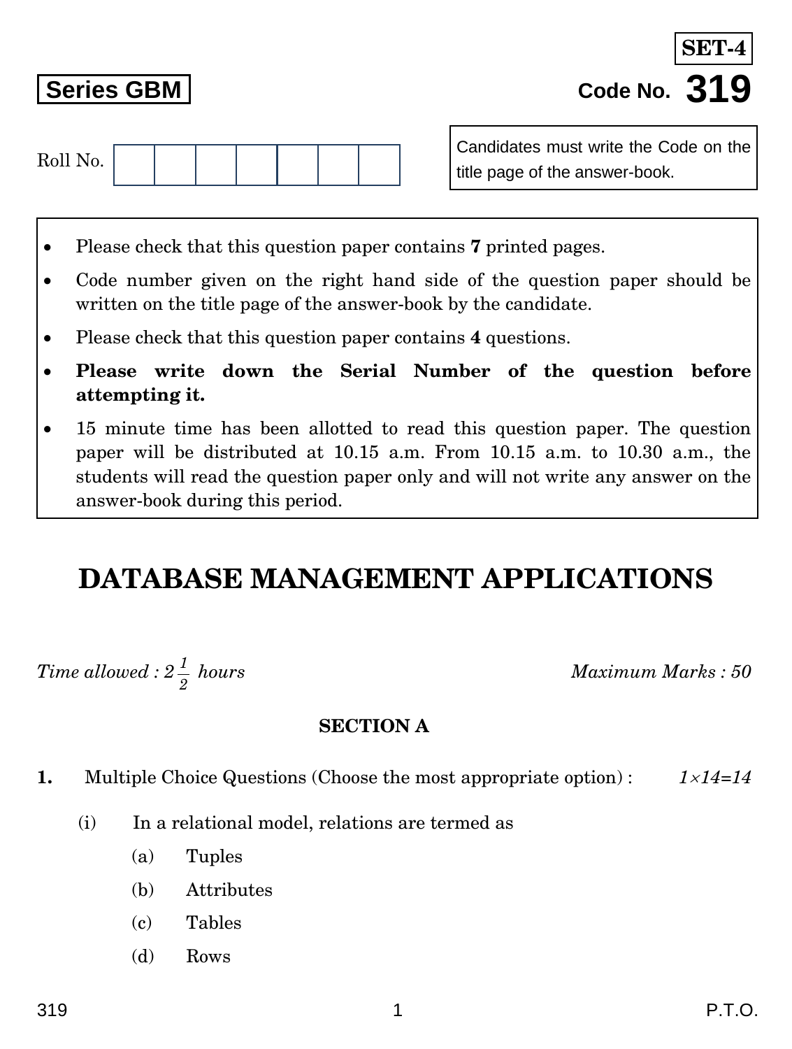**SET-4**

**Series GBM**

**Code No. 319**

Roll No. | | | | | | | |

Candidates must write the Code on the title page of the answer-book.

- Please check that this question paper contains **7** printed pages.
- Code number given on the right hand side of the question paper should be written on the title page of the answer-book by the candidate.
- Please check that this question paper contains **4** questions.
- **Please write down the Serial Number of the question before attempting it.**
- 15 minute time has been allotted to read this question paper. The question paper will be distributed at 10.15 a.m. From 10.15 a.m. to 10.30 a.m., the students will read the question paper only and will not write any answer on the answer-book during this period.

# DATABASE MANAGEMENT APPLICATIONS

*Time allowed : $2\frac{1}{2}$ hours* *Maximum Marks : 50*

## SECTION A

**1.** Multiple Choice Questions (Choose the most appropriate option) : *$1 \times 14 = 14$*

(i) In a relational model, relations are termed as

(a) Tuples

(b) Attributes

(c) Tables

(d) Rows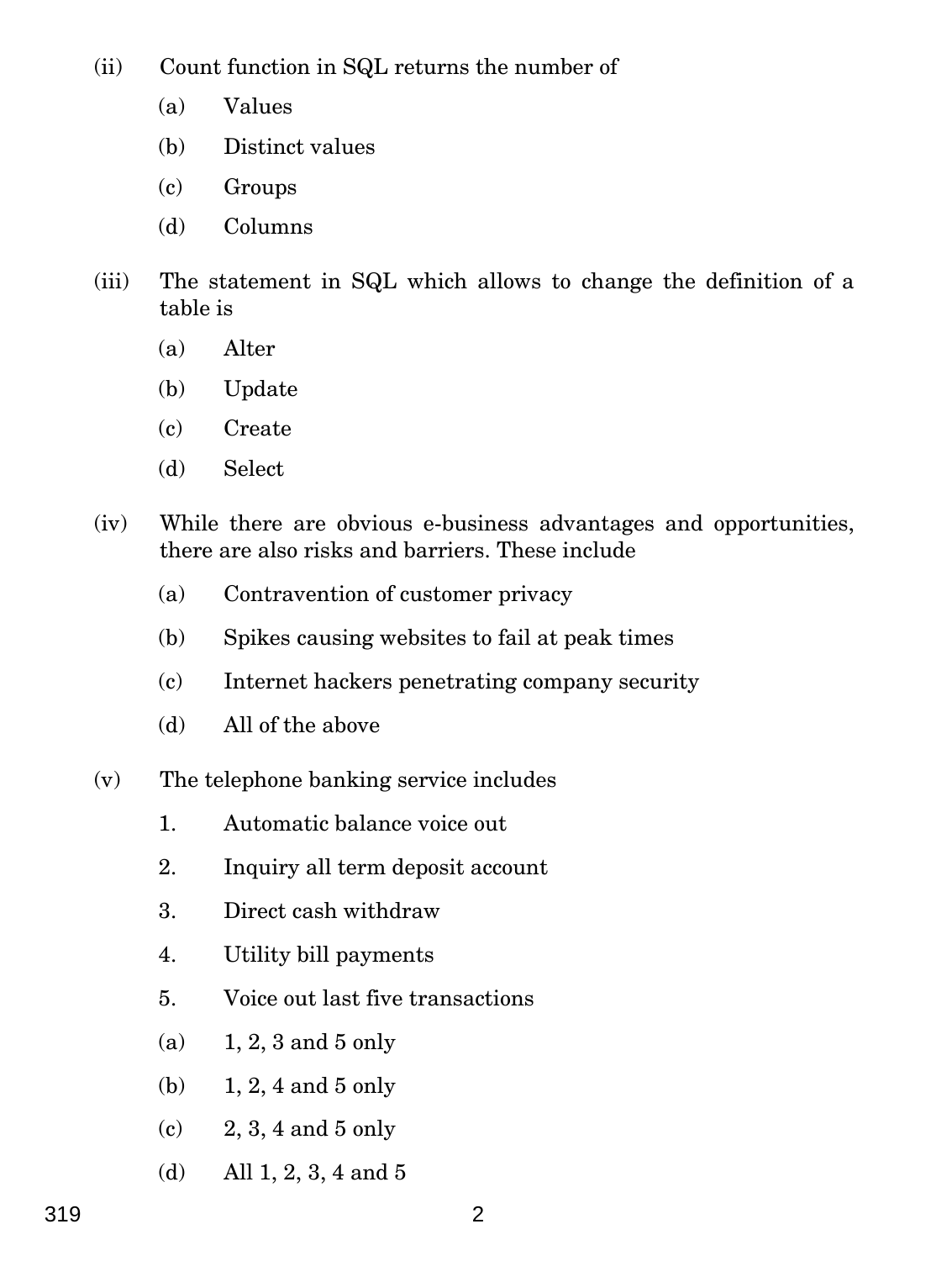(ii) Count function in SQL returns the number of

- (a) Values
- (b) Distinct values
- (c) Groups
- (d) Columns

(iii) The statement in SQL which allows to change the definition of a table is

- (a) Alter
- (b) Update
- (c) Create
- (d) Select

(iv) While there are obvious e-business advantages and opportunities, there are also risks and barriers. These include

- (a) Contravention of customer privacy
- (b) Spikes causing websites to fail at peak times
- (c) Internet hackers penetrating company security
- (d) All of the above

(v) The telephone banking service includes

1. Automatic balance voice out
2. Inquiry all term deposit account
3. Direct cash withdraw
4. Utility bill payments
5. Voice out last five transactions

- (a) 1, 2, 3 and 5 only
- (b) 1, 2, 4 and 5 only
- (c) 2, 3, 4 and 5 only
- (d) All 1, 2, 3, 4 and 5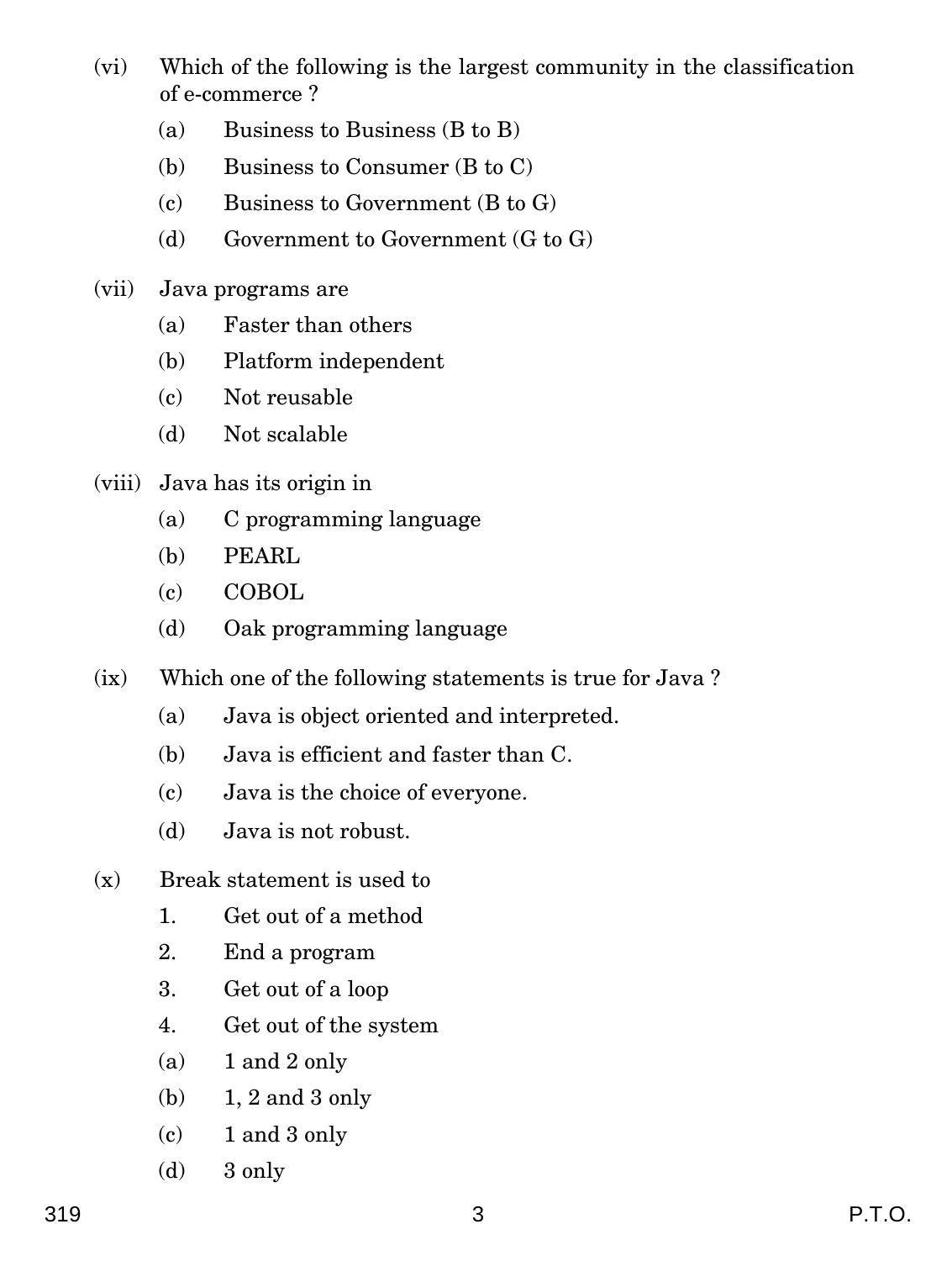(vi) Which of the following is the largest community in the classification of e-commerce ?

- (a) Business to Business (B to B)
- (b) Business to Consumer (B to C)
- (c) Business to Government (B to G)
- (d) Government to Government (G to G)

(vii) Java programs are

- (a) Faster than others
- (b) Platform independent
- (c) Not reusable
- (d) Not scalable

(viii) Java has its origin in

- (a) C programming language
- (b) PEARL
- (c) COBOL
- (d) Oak programming language

(ix) Which one of the following statements is true for Java ?

- (a) Java is object oriented and interpreted.
- (b) Java is efficient and faster than C.
- (c) Java is the choice of everyone.
- (d) Java is not robust.

(x) Break statement is used to

1. Get out of a method
2. End a program
3. Get out of a loop
4. Get out of the system

- (a) 1 and 2 only
- (b) 1, 2 and 3 only
- (c) 1 and 3 only
- (d) 3 only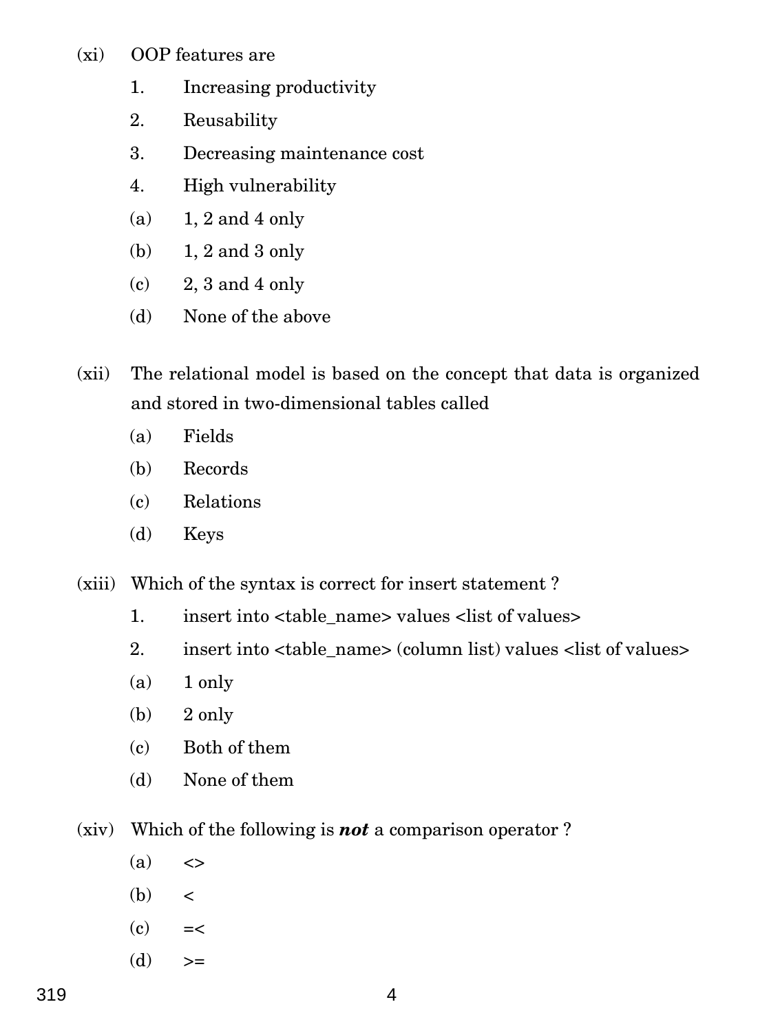(xi) OOP features are

1. Increasing productivity
2. Reusability
3. Decreasing maintenance cost
4. High vulnerability

(a) 1, 2 and 4 only

(b) 1, 2 and 3 only

(c) 2, 3 and 4 only

(d) None of the above

(xii) The relational model is based on the concept that data is organized and stored in two-dimensional tables called

(a) Fields

(b) Records

(c) Relations

(d) Keys

(xiii) Which of the syntax is correct for insert statement ?

1. insert into <table_name> values <list of values>
2. insert into <table_name> (column list) values <list of values>

(a) 1 only

(b) 2 only

(c) Both of them

(d) None of them

(xiv) Which of the following is ***not*** a comparison operator ?

(a) <>

(b) <

(c) =<

(d) >=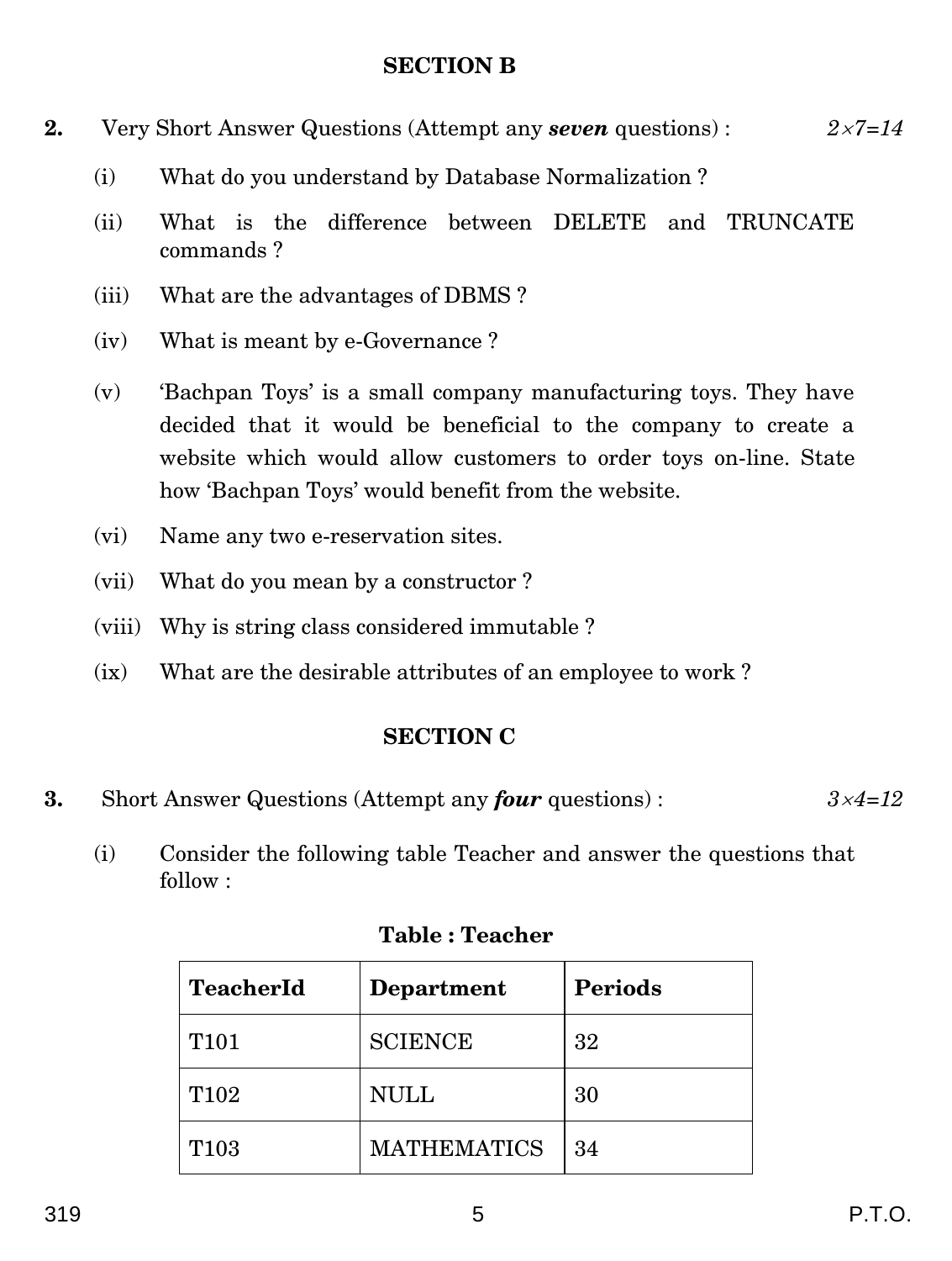## SECTION B

**2.** Very Short Answer Questions (Attempt any ***seven*** questions) : *2×7=14*

(i) What do you understand by Database Normalization ?

(ii) What is the difference between DELETE and TRUNCATE commands ?

(iii) What are the advantages of DBMS ?

(iv) What is meant by e-Governance ?

(v) 'Bachpan Toys' is a small company manufacturing toys. They have decided that it would be beneficial to the company to create a website which would allow customers to order toys on-line. State how 'Bachpan Toys' would benefit from the website.

(vi) Name any two e-reservation sites.

(vii) What do you mean by a constructor ?

(viii) Why is string class considered immutable ?

(ix) What are the desirable attributes of an employee to work ?

## SECTION C

**3.** Short Answer Questions (Attempt any ***four*** questions) : *3×4=12*

(i) Consider the following table Teacher and answer the questions that follow :

**Table : Teacher**

| TeacherId | Department | Periods |
|---|---|---|
| T101 | SCIENCE | 32 |
| T102 | NULL | 30 |
| T103 | MATHEMATICS | 34 |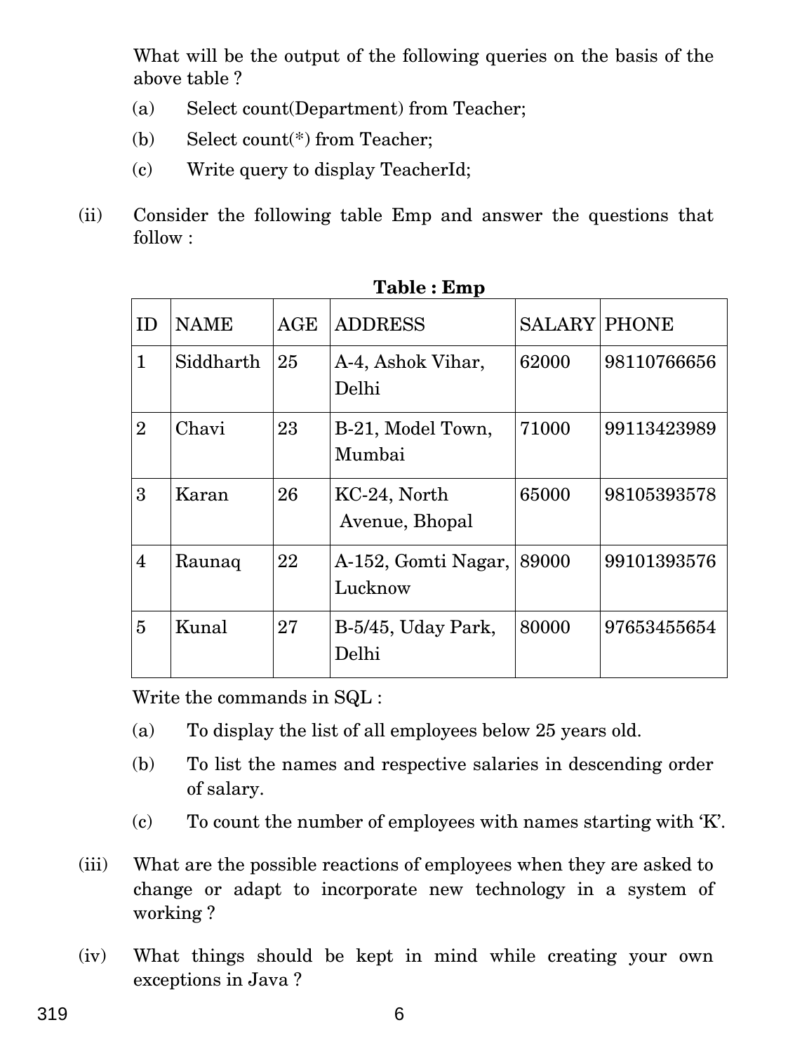What will be the output of the following queries on the basis of the above table ?

(a) Select count(Department) from Teacher;

(b) Select count(*) from Teacher;

(c) Write query to display TeacherId;

(ii) Consider the following table Emp and answer the questions that follow :

**Table : Emp**

| ID | NAME | AGE | ADDRESS | SALARY | PHONE |
|---|---|---|---|---|---|
| 1 | Siddharth | 25 | A-4, Ashok Vihar, Delhi | 62000 | 98110766656 |
| 2 | Chavi | 23 | B-21, Model Town, Mumbai | 71000 | 99113423989 |
| 3 | Karan | 26 | KC-24, North Avenue, Bhopal | 65000 | 98105393578 |
| 4 | Raunaq | 22 | A-152, Gomti Nagar, Lucknow | 89000 | 99101393576 |
| 5 | Kunal | 27 | B-5/45, Uday Park, Delhi | 80000 | 97653455654 |

Write the commands in SQL :

(a) To display the list of all employees below 25 years old.

(b) To list the names and respective salaries in descending order of salary.

(c) To count the number of employees with names starting with 'K'.

(iii) What are the possible reactions of employees when they are asked to change or adapt to incorporate new technology in a system of working ?

(iv) What things should be kept in mind while creating your own exceptions in Java ?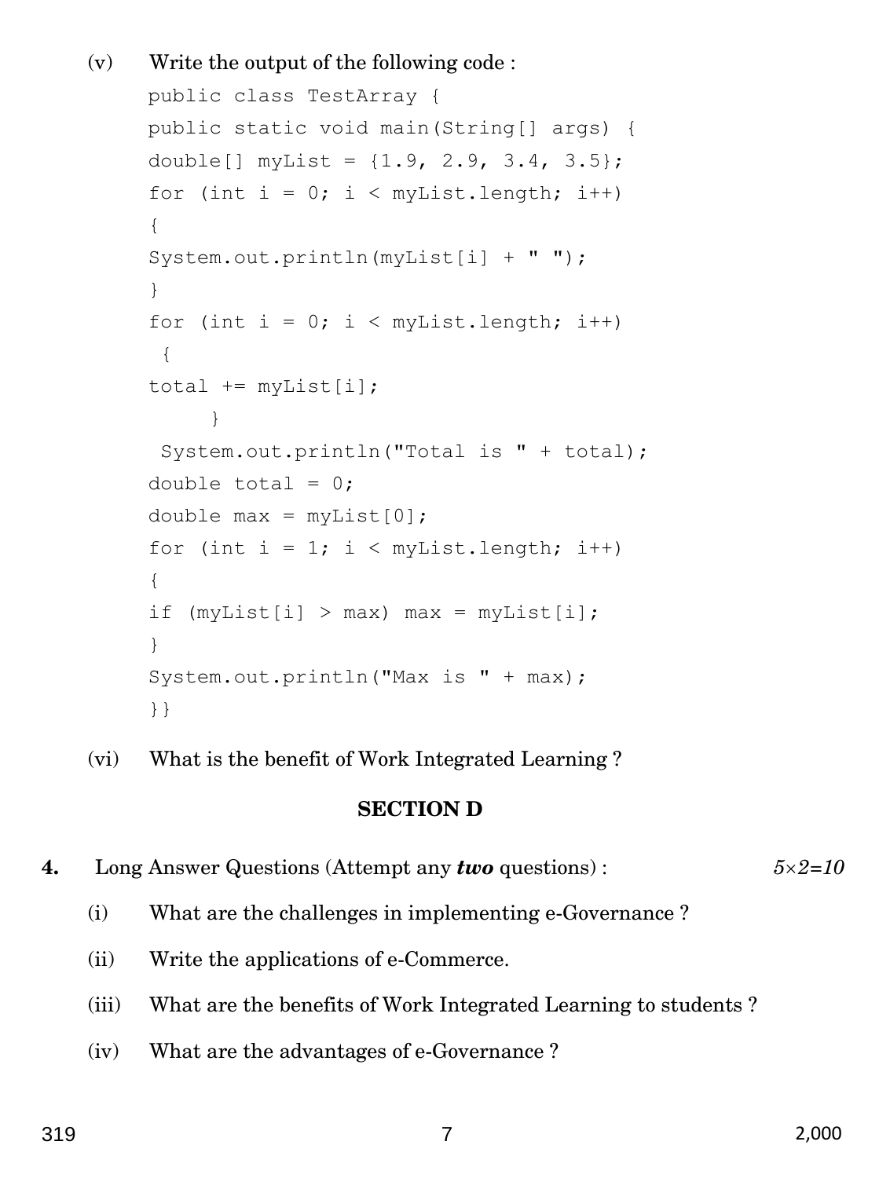(v) Write the output of the following code :

```
public class TestArray {
public static void main(String[] args) {
double[] myList = {1.9, 2.9, 3.4, 3.5};
for (int i = 0; i < myList.length; i++)
{
System.out.println(myList[i] + " ");
}
for (int i = 0; i < myList.length; i++)
 {
total += myList[i];
     }
 System.out.println("Total is " + total);
double total = 0;
double max = myList[0];
for (int i = 1; i < myList.length; i++)
{
if (myList[i] > max) max = myList[i];
}
System.out.println("Max is " + max);
}}
```

(vi) What is the benefit of Work Integrated Learning ?

## SECTION D

**4.** Long Answer Questions (Attempt any ***two*** questions) : *5×2=10*

(i) What are the challenges in implementing e-Governance ?

(ii) Write the applications of e-Commerce.

(iii) What are the benefits of Work Integrated Learning to students ?

(iv) What are the advantages of e-Governance ?